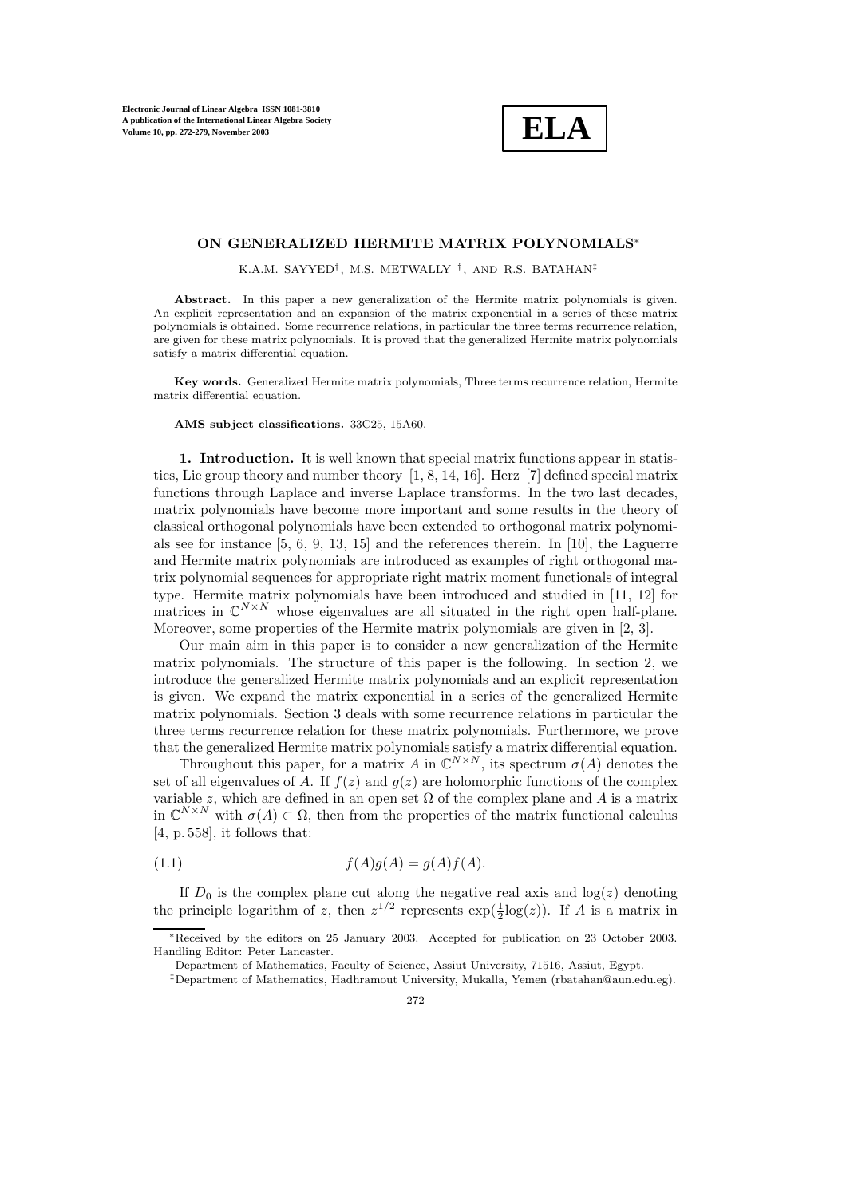# ON GENERALIZED HERMITE MATRIX POLYNOMIALS*

K.A.M. SAYYED[†], M.S. METWALLY [†], AND R.S. BATAHAN[‡]

**Abstract.** In this paper a new generalization of the Hermite matrix polynomials is given. An explicit representation and an expansion of the matrix exponential in a series of these matrix polynomials is obtained. Some recurrence relations, in particular the three terms recurrence relation, are given for these matrix polynomials. It is proved that the generalized Hermite matrix polynomials satisfy a matrix differential equation.

**Key words.** Generalized Hermite matrix polynomials, Three terms recurrence relation, Hermite matrix differential equation.

**AMS subject classifications.** 33C25, 15A60.

## 1. Introduction.

It is well known that special matrix functions appear in statistics, Lie group theory and number theory [1, 8, 14, 16]. Herz [7] defined special matrix functions through Laplace and inverse Laplace transforms. In the two last decades, matrix polynomials have become more important and some results in the theory of classical orthogonal polynomials have been extended to orthogonal matrix polynomials see for instance [5, 6, 9, 13, 15] and the references therein. In [10], the Laguerre and Hermite matrix polynomials are introduced as examples of right orthogonal matrix polynomial sequences for appropriate right matrix moment functionals of integral type. Hermite matrix polynomials have been introduced and studied in [11, 12] for matrices in $\mathbb{C}^{N\times N}$ whose eigenvalues are all situated in the right open half-plane. Moreover, some properties of the Hermite matrix polynomials are given in [2, 3].

Our main aim in this paper is to consider a new generalization of the Hermite matrix polynomials. The structure of this paper is the following. In section 2, we introduce the generalized Hermite matrix polynomials and an explicit representation is given. We expand the matrix exponential in a series of the generalized Hermite matrix polynomials. Section 3 deals with some recurrence relations in particular the three terms recurrence relation for these matrix polynomials. Furthermore, we prove that the generalized Hermite matrix polynomials satisfy a matrix differential equation.

Throughout this paper, for a matrix $A$ in $\mathbb{C}^{N\times N}$, its spectrum $\sigma(A)$ denotes the set of all eigenvalues of $A$. If $f(z)$ and $g(z)$ are holomorphic functions of the complex variable $z$, which are defined in an open set $\Omega$ of the complex plane and $A$ is a matrix in $\mathbb{C}^{N\times N}$ with $\sigma(A)\subset\Omega$, then from the properties of the matrix functional calculus [4, p. 558], it follows that:

$$f(A)g(A) = g(A)f(A). \tag{1.1}$$

If $D_0$ is the complex plane cut along the negative real axis and $\log(z)$ denoting the principle logarithm of $z$, then $z^{1/2}$ represents $\exp(\frac{1}{2}\log(z))$. If $A$ is a matrix in

---

*Received by the editors on 25 January 2003. Accepted for publication on 23 October 2003. Handling Editor: Peter Lancaster.

[†]Department of Mathematics, Faculty of Science, Assiut University, 71516, Assiut, Egypt.

[‡]Department of Mathematics, Hadhramout University, Mukalla, Yemen (rbatahan@aun.edu.eg).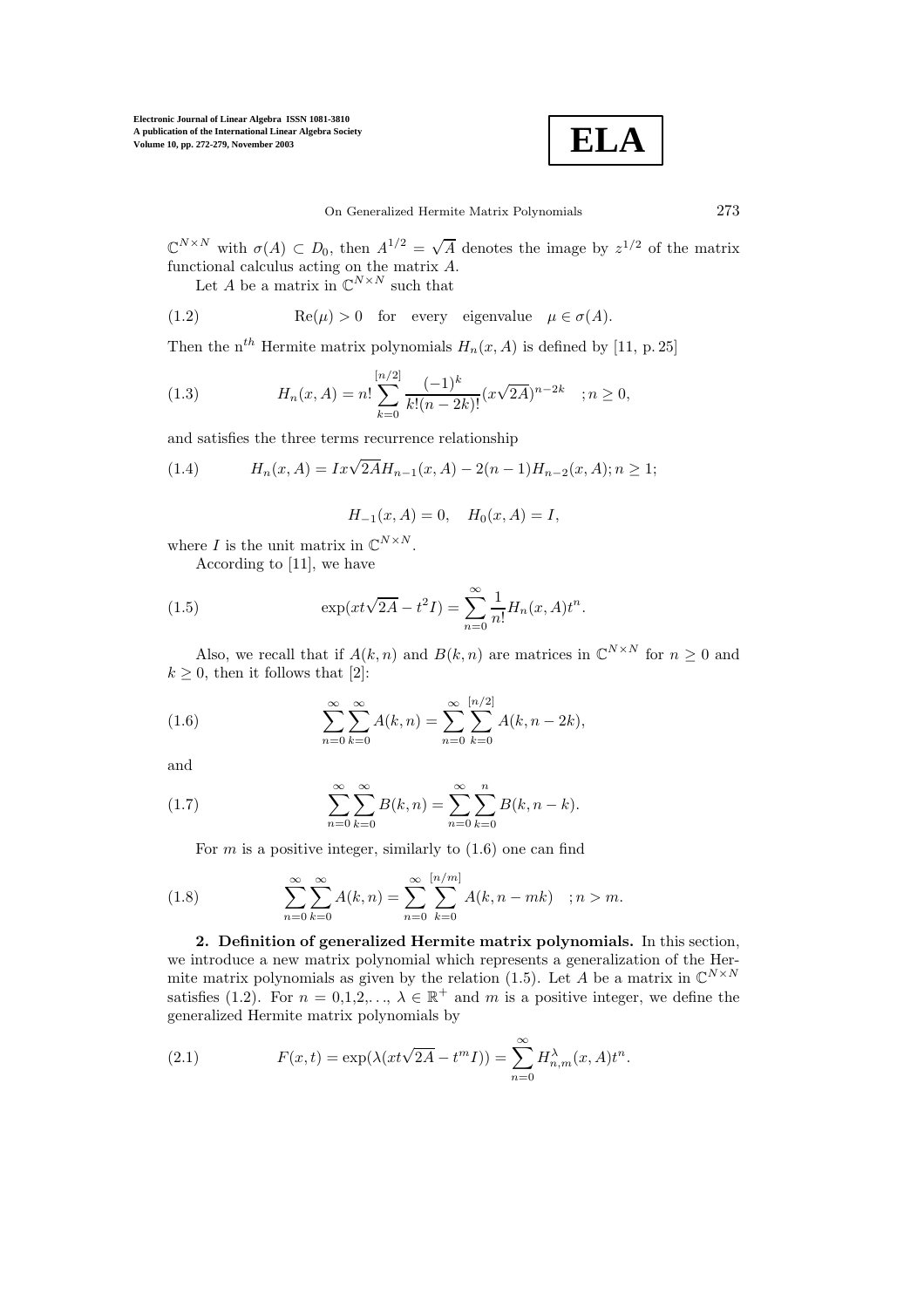$\mathbb{C}^{N\times N}$ with $\sigma(A) \subset D_0$, then $A^{1/2} = \sqrt{A}$ denotes the image by $z^{1/2}$ of the matrix functional calculus acting on the matrix $A$.

Let $A$ be a matrix in $\mathbb{C}^{N\times N}$ such that

$$\text{(1.2)} \qquad \operatorname{Re}(\mu) > 0 \quad \text{for} \quad \text{every} \quad \text{eigenvalue} \quad \mu \in \sigma(A).$$

Then the n$^{th}$ Hermite matrix polynomials $H_n(x, A)$ is defined by [11, p. 25]

$$\text{(1.3)} \qquad H_n(x, A) = n! \sum_{k=0}^{[n/2]} \frac{(-1)^k}{k!(n-2k)!} (x\sqrt{2A})^{n-2k} \quad ; n \geq 0,$$

and satisfies the three terms recurrence relationship

$$\text{(1.4)} \qquad H_n(x, A) = Ix\sqrt{2A}H_{n-1}(x, A) - 2(n-1)H_{n-2}(x, A); n \geq 1;$$

$$H_{-1}(x, A) = 0, \quad H_0(x, A) = I,$$

where $I$ is the unit matrix in $\mathbb{C}^{N\times N}$.

According to [11], we have

$$\text{(1.5)} \qquad \exp(xt\sqrt{2A} - t^2 I) = \sum_{n=0}^{\infty} \frac{1}{n!} H_n(x, A) t^n.$$

Also, we recall that if $A(k, n)$ and $B(k, n)$ are matrices in $\mathbb{C}^{N\times N}$ for $n \geq 0$ and $k \geq 0$, then it follows that [2]:

$$\text{(1.6)} \qquad \sum_{n=0}^{\infty} \sum_{k=0}^{\infty} A(k, n) = \sum_{n=0}^{\infty} \sum_{k=0}^{[n/2]} A(k, n-2k),$$

and

$$\text{(1.7)} \qquad \sum_{n=0}^{\infty} \sum_{k=0}^{\infty} B(k, n) = \sum_{n=0}^{\infty} \sum_{k=0}^{n} B(k, n-k).$$

For $m$ is a positive integer, similarly to (1.6) one can find

$$\text{(1.8)} \qquad \sum_{n=0}^{\infty} \sum_{k=0}^{\infty} A(k, n) = \sum_{n=0}^{\infty} \sum_{k=0}^{[n/m]} A(k, n-mk) \quad ; n > m.$$

**2. Definition of generalized Hermite matrix polynomials.** In this section, we introduce a new matrix polynomial which represents a generalization of the Hermite matrix polynomials as given by the relation (1.5). Let $A$ be a matrix in $\mathbb{C}^{N\times N}$ satisfies (1.2). For $n = 0,1,2,\ldots$, $\lambda \in \mathbb{R}^+$ and $m$ is a positive integer, we define the generalized Hermite matrix polynomials by

$$\text{(2.1)} \qquad F(x, t) = \exp(\lambda(xt\sqrt{2A} - t^m I)) = \sum_{n=0}^{\infty} H_{n,m}^{\lambda}(x, A) t^n.$$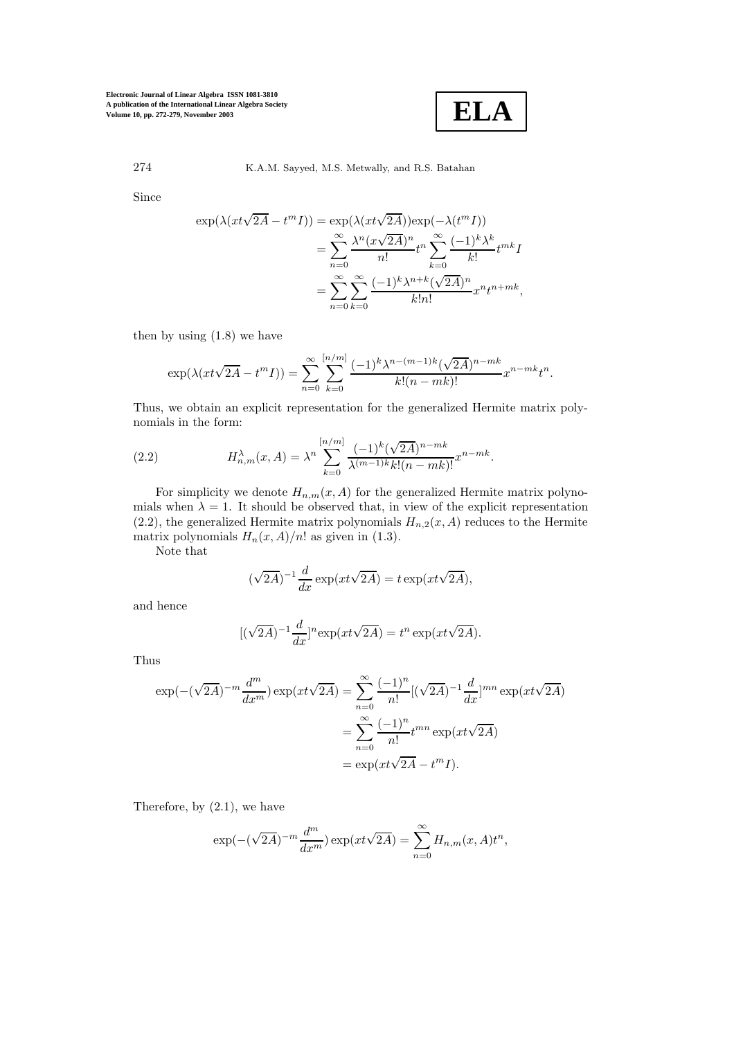Since

$$
\begin{aligned}
\exp(\lambda(xt\sqrt{2A} - t^m I)) &= \exp(\lambda(xt\sqrt{2A}))\exp(-\lambda(t^m I)) \\
&= \sum_{n=0}^{\infty} \frac{\lambda^n (x\sqrt{2A})^n}{n!} t^n \sum_{k=0}^{\infty} \frac{(-1)^k \lambda^k}{k!} t^{mk} I \\
&= \sum_{n=0}^{\infty} \sum_{k=0}^{\infty} \frac{(-1)^k \lambda^{n+k} (\sqrt{2A})^n}{k! n!} x^n t^{n+mk},
\end{aligned}
$$

then by using (1.8) we have

$$
\exp(\lambda(xt\sqrt{2A} - t^m I)) = \sum_{n=0}^{\infty} \sum_{k=0}^{[n/m]} \frac{(-1)^k \lambda^{n-(m-1)k} (\sqrt{2A})^{n-mk}}{k!(n-mk)!} x^{n-mk} t^n.
$$

Thus, we obtain an explicit representation for the generalized Hermite matrix polynomials in the form:

$$
H_{n,m}^{\lambda}(x, A) = \lambda^n \sum_{k=0}^{[n/m]} \frac{(-1)^k (\sqrt{2A})^{n-mk}}{\lambda^{(m-1)k} k!(n-mk)!} x^{n-mk}. \tag{2.2}
$$

For simplicity we denote $H_{n,m}(x, A)$ for the generalized Hermite matrix polynomials when $\lambda = 1$. It should be observed that, in view of the explicit representation (2.2), the generalized Hermite matrix polynomials $H_{n,2}(x, A)$ reduces to the Hermite matrix polynomials $H_n(x, A)/n!$ as given in (1.3).

Note that

$$
(\sqrt{2A})^{-1} \frac{d}{dx} \exp(xt\sqrt{2A}) = t \exp(xt\sqrt{2A}),
$$

and hence

$$
[(\sqrt{2A})^{-1} \frac{d}{dx}]^n \exp(xt\sqrt{2A}) = t^n \exp(xt\sqrt{2A}).
$$

Thus

$$
\begin{aligned}
\exp(-(\sqrt{2A})^{-m} \frac{d^m}{dx^m}) \exp(xt\sqrt{2A}) &= \sum_{n=0}^{\infty} \frac{(-1)^n}{n!} [(\sqrt{2A})^{-1} \frac{d}{dx}]^{mn} \exp(xt\sqrt{2A}) \\
&= \sum_{n=0}^{\infty} \frac{(-1)^n}{n!} t^{mn} \exp(xt\sqrt{2A}) \\
&= \exp(xt\sqrt{2A} - t^m I).
\end{aligned}
$$

Therefore, by (2.1), we have

$$
\exp(-(\sqrt{2A})^{-m} \frac{d^m}{dx^m}) \exp(xt\sqrt{2A}) = \sum_{n=0}^{\infty} H_{n,m}(x, A) t^n,
$$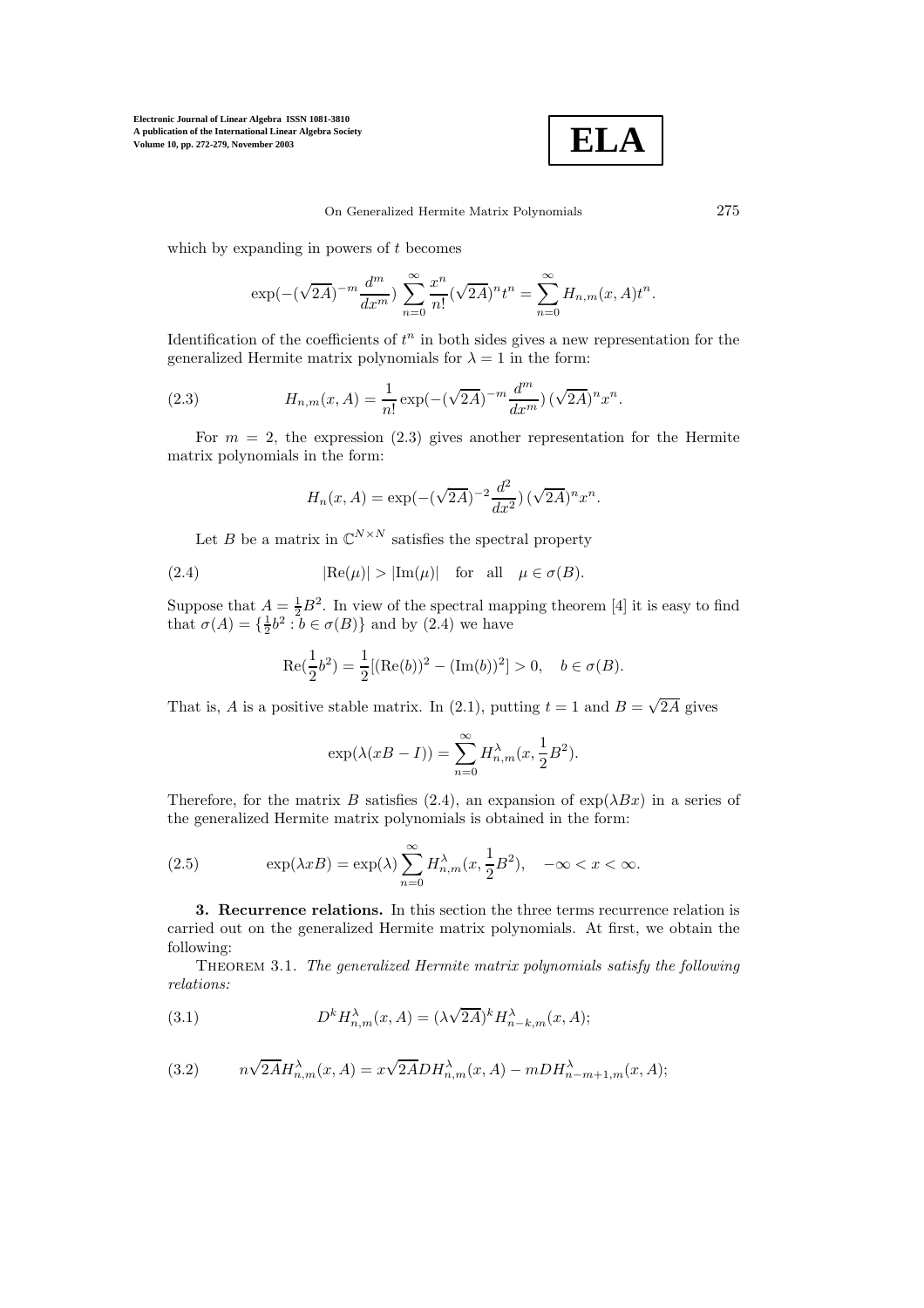which by expanding in powers of $t$ becomes

$$\exp(-(\sqrt{2A})^{-m}\frac{d^m}{dx^m})\sum_{n=0}^{\infty}\frac{x^n}{n!}(\sqrt{2A})^n t^n = \sum_{n=0}^{\infty} H_{n,m}(x,A)t^n.$$

Identification of the coefficients of $t^n$ in both sides gives a new representation for the generalized Hermite matrix polynomials for $\lambda = 1$ in the form:

$$H_{n,m}(x,A) = \frac{1}{n!}\exp(-(\sqrt{2A})^{-m}\frac{d^m}{dx^m})\,(\sqrt{2A})^n x^n. \tag{2.3}$$

For $m = 2$, the expression (2.3) gives another representation for the Hermite matrix polynomials in the form:

$$H_n(x,A) = \exp(-(\sqrt{2A})^{-2}\frac{d^2}{dx^2})\,(\sqrt{2A})^n x^n.$$

Let $B$ be a matrix in $\mathbb{C}^{N\times N}$ satisfies the spectral property

$$|\mathrm{Re}(\mu)| > |\mathrm{Im}(\mu)| \quad \text{for} \quad \text{all} \quad \mu \in \sigma(B). \tag{2.4}$$

Suppose that $A = \frac{1}{2}B^2$. In view of the spectral mapping theorem [4] it is easy to find that $\sigma(A) = \{\frac{1}{2}b^2 : b \in \sigma(B)\}$ and by (2.4) we have

$$\mathrm{Re}(\frac{1}{2}b^2) = \frac{1}{2}[(\mathrm{Re}(b))^2 - (\mathrm{Im}(b))^2] > 0, \quad b \in \sigma(B).$$

That is, $A$ is a positive stable matrix. In (2.1), putting $t = 1$ and $B = \sqrt{2A}$ gives

$$\exp(\lambda(xB - I)) = \sum_{n=0}^{\infty} H^{\lambda}_{n,m}(x, \frac{1}{2}B^2).$$

Therefore, for the matrix $B$ satisfies (2.4), an expansion of $\exp(\lambda Bx)$ in a series of the generalized Hermite matrix polynomials is obtained in the form:

$$\exp(\lambda xB) = \exp(\lambda)\sum_{n=0}^{\infty} H^{\lambda}_{n,m}(x, \frac{1}{2}B^2), \quad -\infty < x < \infty. \tag{2.5}$$

## 3. Recurrence relations.

In this section the three terms recurrence relation is carried out on the generalized Hermite matrix polynomials. At first, we obtain the following:

**Theorem 3.1.** *The generalized Hermite matrix polynomials satisfy the following relations:*

$$D^k H^{\lambda}_{n,m}(x,A) = (\lambda\sqrt{2A})^k H^{\lambda}_{n-k,m}(x,A); \tag{3.1}$$

$$n\sqrt{2A}H^{\lambda}_{n,m}(x,A) = x\sqrt{2A}DH^{\lambda}_{n,m}(x,A) - mDH^{\lambda}_{n-m+1,m}(x,A); \tag{3.2}$$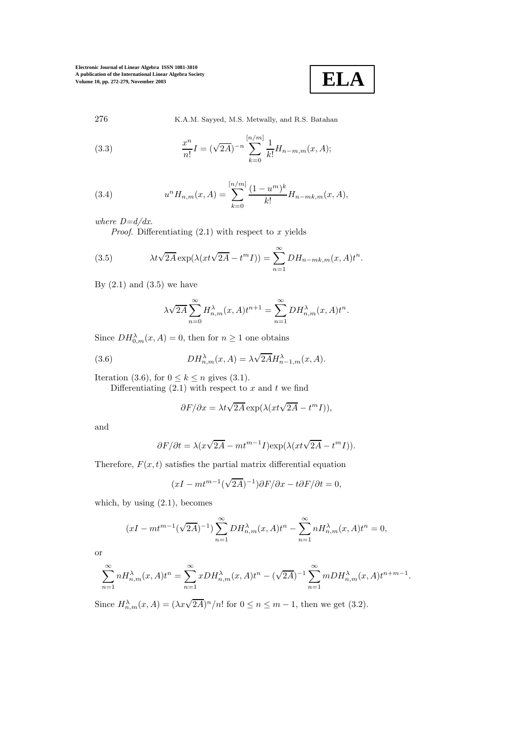$$\frac{x^n}{n!}I = (\sqrt{2A})^{-n} \sum_{k=0}^{[n/m]} \frac{1}{k!} H_{n-m,m}(x, A); \tag{3.3}$$

$$u^n H_{n,m}(x, A) = \sum_{k=0}^{[n/m]} \frac{(1-u^m)^k}{k!} H_{n-mk,m}(x, A), \tag{3.4}$$

*where D=d/dx.*

*Proof*. Differentiating (2.1) with respect to $x$ yields

$$\lambda t\sqrt{2A}\exp(\lambda(xt\sqrt{2A} - t^m I)) = \sum_{n=1}^{\infty} DH_{n-mk,m}(x, A)t^n. \tag{3.5}$$

By (2.1) and (3.5) we have

$$\lambda\sqrt{2A}\sum_{n=0}^{\infty} H_{n,m}^{\lambda}(x, A)t^{n+1} = \sum_{n=1}^{\infty} DH_{n,m}^{\lambda}(x, A)t^n.$$

Since $DH_{0,m}^{\lambda}(x, A) = 0$, then for $n \geq 1$ one obtains

$$DH_{n,m}^{\lambda}(x, A) = \lambda\sqrt{2A}H_{n-1,m}^{\lambda}(x, A). \tag{3.6}$$

Iteration (3.6), for $0 \leq k \leq n$ gives (3.1).

Differentiating (2.1) with respect to $x$ and $t$ we find

$$\partial F/\partial x = \lambda t\sqrt{2A}\exp(\lambda(xt\sqrt{2A} - t^m I)),$$

and

$$\partial F/\partial t = \lambda(x\sqrt{2A} - mt^{m-1}I)\exp(\lambda(xt\sqrt{2A} - t^m I)).$$

Therefore, $F(x, t)$ satisfies the partial matrix differential equation

$$(xI - mt^{m-1}(\sqrt{2A})^{-1})\partial F/\partial x - t\partial F/\partial t = 0,$$

which, by using (2.1), becomes

$$(xI - mt^{m-1}(\sqrt{2A})^{-1})\sum_{n=1}^{\infty} DH_{n,m}^{\lambda}(x, A)t^n - \sum_{n=1}^{\infty} nH_{n,m}^{\lambda}(x, A)t^n = 0,$$

or

$$\sum_{n=1}^{\infty} nH_{n,m}^{\lambda}(x, A)t^n = \sum_{n=1}^{\infty} xDH_{n,m}^{\lambda}(x, A)t^n - (\sqrt{2A})^{-1}\sum_{n=1}^{\infty} mDH_{n,m}^{\lambda}(x, A)t^{n+m-1}.$$

Since $H_{n,m}^{\lambda}(x, A) = (\lambda x\sqrt{2A})^n/n!$ for $0 \leq n \leq m-1$, then we get (3.2).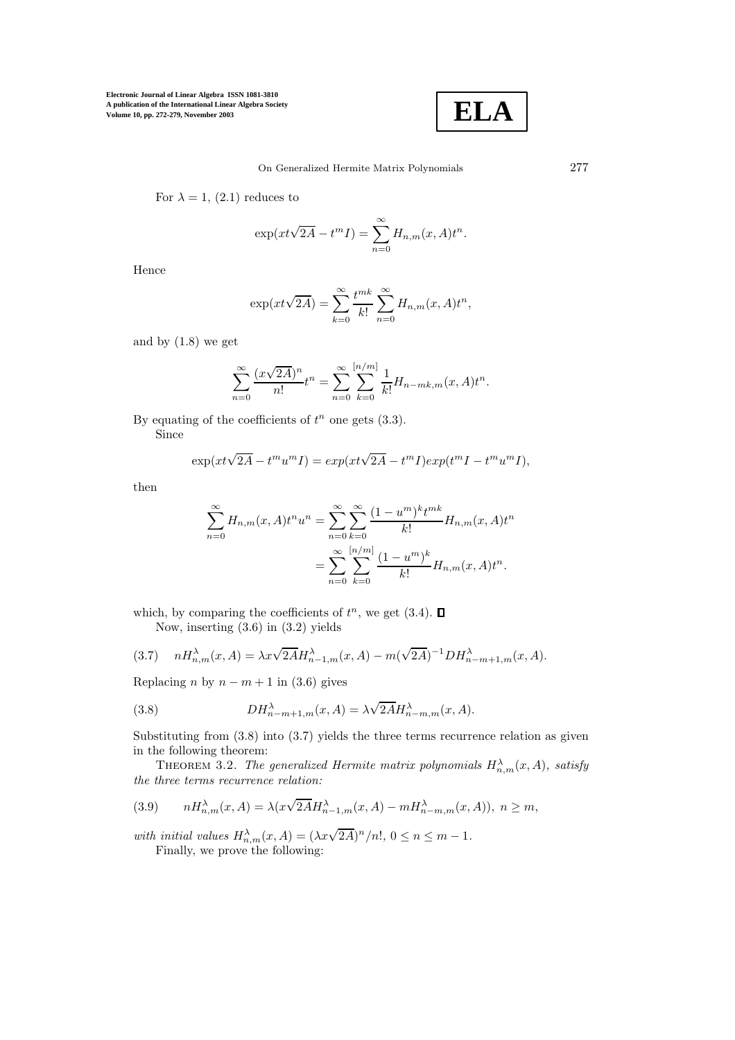For $\lambda = 1$, (2.1) reduces to

$$\exp(xt\sqrt{2A} - t^m I) = \sum_{n=0}^{\infty} H_{n,m}(x, A)t^n.$$

Hence

$$\exp(xt\sqrt{2A}) = \sum_{k=0}^{\infty} \frac{t^{mk}}{k!} \sum_{n=0}^{\infty} H_{n,m}(x, A)t^n,$$

and by (1.8) we get

$$\sum_{n=0}^{\infty} \frac{(x\sqrt{2A})^n}{n!} t^n = \sum_{n=0}^{\infty} \sum_{k=0}^{[n/m]} \frac{1}{k!} H_{n-mk,m}(x, A)t^n.$$

By equating of the coefficients of $t^n$ one gets (3.3).

Since

$$\exp(xt\sqrt{2A} - t^m u^m I) = exp(xt\sqrt{2A} - t^m I)exp(t^m I - t^m u^m I),$$

then

$$\sum_{n=0}^{\infty} H_{n,m}(x, A)t^n u^n = \sum_{n=0}^{\infty} \sum_{k=0}^{\infty} \frac{(1 - u^m)^k t^{mk}}{k!} H_{n,m}(x, A)t^n$$
$$= \sum_{n=0}^{\infty} \sum_{k=0}^{[n/m]} \frac{(1 - u^m)^k}{k!} H_{n,m}(x, A)t^n.$$

which, by comparing the coefficients of $t^n$, we get (3.4). ∎

Now, inserting (3.6) in (3.2) yields

$$(3.7) \quad nH^{\lambda}_{n,m}(x, A) = \lambda x\sqrt{2A}H^{\lambda}_{n-1,m}(x, A) - m(\sqrt{2A})^{-1}DH^{\lambda}_{n-m+1,m}(x, A).$$

Replacing $n$ by $n - m + 1$ in (3.6) gives

$$(3.8) \quad DH^{\lambda}_{n-m+1,m}(x, A) = \lambda\sqrt{2A}H^{\lambda}_{n-m,m}(x, A).$$

Substituting from (3.8) into (3.7) yields the three terms recurrence relation as given in the following theorem:

THEOREM 3.2. *The generalized Hermite matrix polynomials $H^{\lambda}_{n,m}(x, A)$, satisfy the three terms recurrence relation:*

$$(3.9) \quad nH^{\lambda}_{n,m}(x, A) = \lambda(x\sqrt{2A}H^{\lambda}_{n-1,m}(x, A) - mH^{\lambda}_{n-m,m}(x, A)),\ n \geq m,$$

*with initial values $H^{\lambda}_{n,m}(x, A) = (\lambda x\sqrt{2A})^n/n!$, $0 \leq n \leq m - 1$.*

Finally, we prove the following: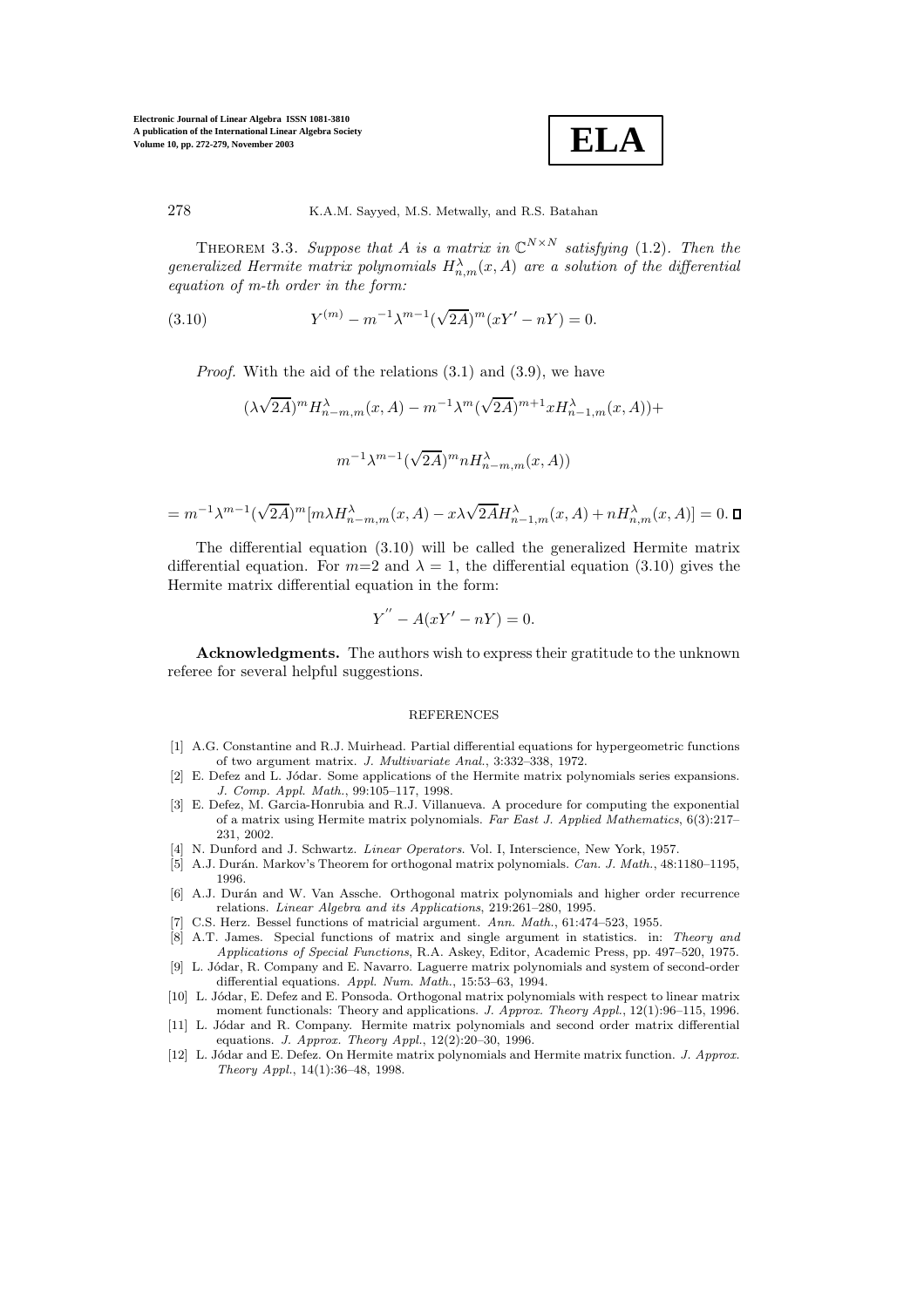THEOREM 3.3. *Suppose that $A$ is a matrix in $\mathbb{C}^{N\times N}$ satisfying* (1.2). *Then the generalized Hermite matrix polynomials $H^{\lambda}_{n,m}(x,A)$ are a solution of the differential equation of m-th order in the form:*

$$Y^{(m)} - m^{-1}\lambda^{m-1}(\sqrt{2A})^m(xY' - nY) = 0. \tag{3.10}$$

*Proof.* With the aid of the relations (3.1) and (3.9), we have

$$(\lambda\sqrt{2A})^m H^{\lambda}_{n-m,m}(x,A) - m^{-1}\lambda^m(\sqrt{2A})^{m+1}xH^{\lambda}_{n-1,m}(x,A))+$$

$$m^{-1}\lambda^{m-1}(\sqrt{2A})^m nH^{\lambda}_{n-m,m}(x,A))$$

$$= m^{-1}\lambda^{m-1}(\sqrt{2A})^m[m\lambda H^{\lambda}_{n-m,m}(x,A) - x\lambda\sqrt{2A}H^{\lambda}_{n-1,m}(x,A) + nH^{\lambda}_{n,m}(x,A)] = 0. \;\square$$

The differential equation (3.10) will be called the generalized Hermite matrix differential equation. For $m$=2 and $\lambda = 1$, the differential equation (3.10) gives the Hermite matrix differential equation in the form:

$$Y^{''} - A(xY' - nY) = 0.$$

**Acknowledgments.** The authors wish to express their gratitude to the unknown referee for several helpful suggestions.

## REFERENCES

[1] A.G. Constantine and R.J. Muirhead. Partial differential equations for hypergeometric functions of two argument matrix. *J. Multivariate Anal.*, 3:332–338, 1972.

[2] E. Defez and L. Jódar. Some applications of the Hermite matrix polynomials series expansions. *J. Comp. Appl. Math.*, 99:105–117, 1998.

[3] E. Defez, M. Garcia-Honrubia and R.J. Villanueva. A procedure for computing the exponential of a matrix using Hermite matrix polynomials. *Far East J. Applied Mathematics*, 6(3):217–231, 2002.

[4] N. Dunford and J. Schwartz. *Linear Operators*. Vol. I, Interscience, New York, 1957.

[5] A.J. Durán. Markov's Theorem for orthogonal matrix polynomials. *Can. J. Math.*, 48:1180–1195, 1996.

[6] A.J. Durán and W. Van Assche. Orthogonal matrix polynomials and higher order recurrence relations. *Linear Algebra and its Applications*, 219:261–280, 1995.

[7] C.S. Herz. Bessel functions of matricial argument. *Ann. Math.*, 61:474–523, 1955.

[8] A.T. James. Special functions of matrix and single argument in statistics. in: *Theory and Applications of Special Functions*, R.A. Askey, Editor, Academic Press, pp. 497–520, 1975.

[9] L. Jódar, R. Company and E. Navarro. Laguerre matrix polynomials and system of second-order differential equations. *Appl. Num. Math.*, 15:53–63, 1994.

[10] L. Jódar, E. Defez and E. Ponsoda. Orthogonal matrix polynomials with respect to linear matrix moment functionals: Theory and applications. *J. Approx. Theory Appl.*, 12(1):96–115, 1996.

[11] L. Jódar and R. Company. Hermite matrix polynomials and second order matrix differential equations. *J. Approx. Theory Appl.*, 12(2):20–30, 1996.

[12] L. Jódar and E. Defez. On Hermite matrix polynomials and Hermite matrix function. *J. Approx. Theory Appl.*, 14(1):36–48, 1998.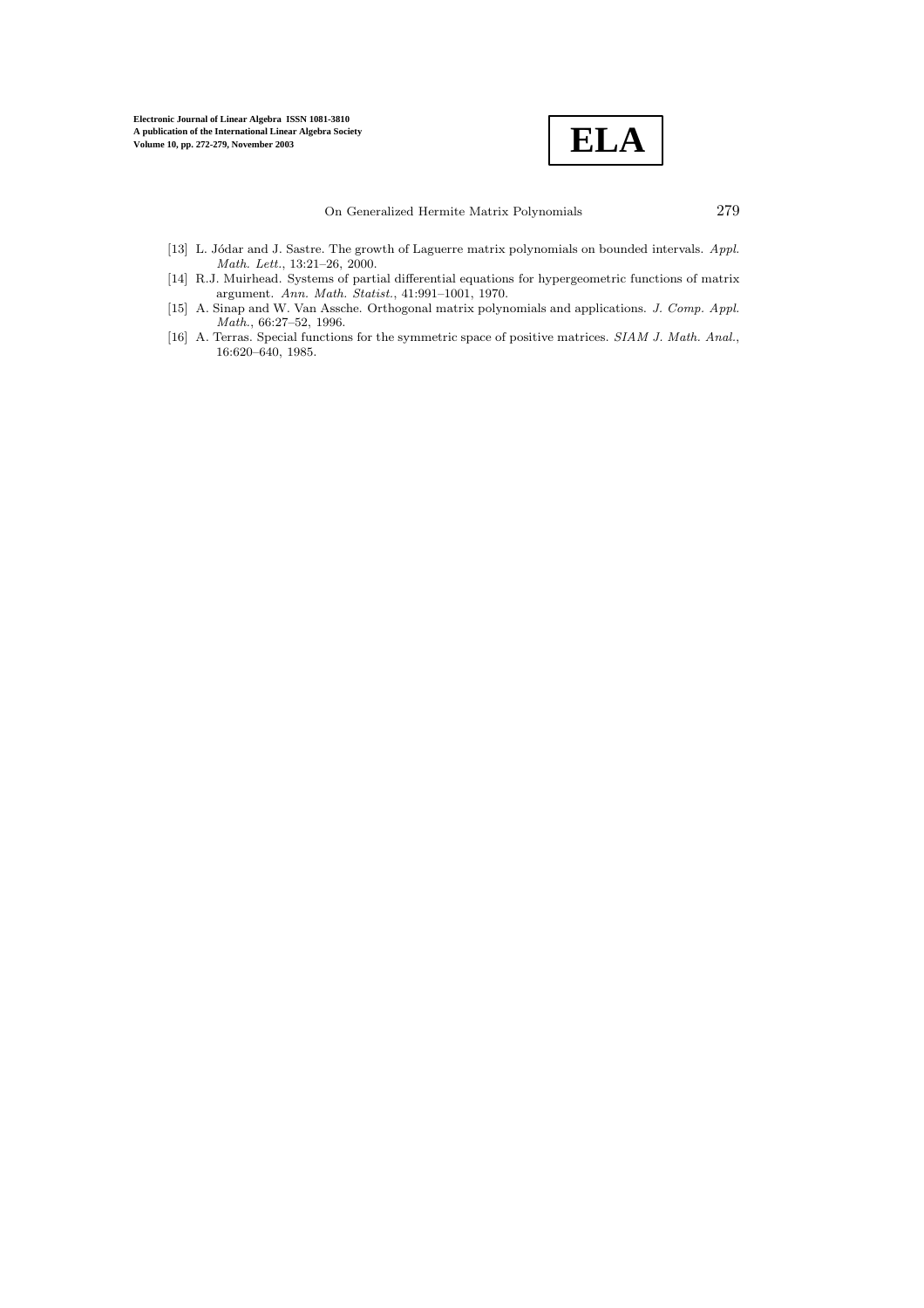[13] L. Jódar and J. Sastre. The growth of Laguerre matrix polynomials on bounded intervals. *Appl. Math. Lett.*, 13:21–26, 2000.

[14] R.J. Muirhead. Systems of partial differential equations for hypergeometric functions of matrix argument. *Ann. Math. Statist.*, 41:991–1001, 1970.

[15] A. Sinap and W. Van Assche. Orthogonal matrix polynomials and applications. *J. Comp. Appl. Math.*, 66:27–52, 1996.

[16] A. Terras. Special functions for the symmetric space of positive matrices. *SIAM J. Math. Anal.*, 16:620–640, 1985.